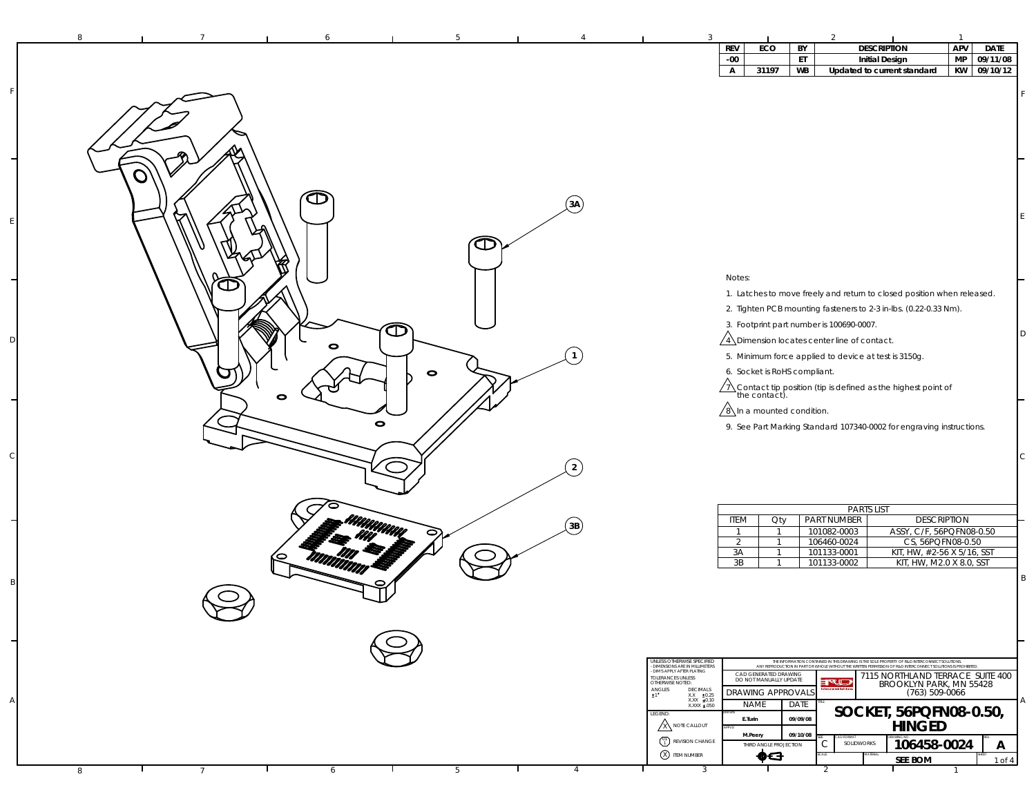| REV | ECO | BY | DESCRIPTION | APV | DATE |
|---|---|---|---|---|---|
| -00 | | ET | Initial Design | MP | 09/11/08 |
| A | 31197 | WB | Updated to current standard | KW | 09/10/12 |

3A

1

2

3B

Notes:

1. Latches to move freely and return to closed position when released.
2. Tighten PCB mounting fasteners to 2-3 in-lbs. (0.22-0.33 Nm).
3. Footprint part number is 100690-0007.
4. Dimension locates center line of contact.
5. Minimum force applied to device at test is 3150g.
6. Socket is RoHS compliant.
7. Contact tip position (tip is defined as the highest point of the contact).
8. In a mounted condition.
9. See Part Marking Standard 107340-0002 for engraving instructions.

| PARTS LIST | | | |
|---|---|---|---|
| ITEM | Qty | PART NUMBER | DESCRIPTION |
| 1 | 1 | 101082-0003 | ASSY, C/F, 56PQFN08-0.50 |
| 2 | 1 | 106460-0024 | CS, 56PQFN08-0.50 |
| 3A | 1 | 101133-0001 | KIT, HW, #2-56 X 5/16, SST |
| 3B | 1 | 101133-0002 | KIT, HW, M2.0 X 8.0, SST |

UNLESS OTHERWISE SPECIFIED
- DIMENSIONS ARE IN MILLIMETERS
- DIM'S APPLY AFTER PLATING

TOLERANCES UNLESS OTHERWISE NOTED:
ANGLES ±1°
DECIMALS X.X ±0.25, X.XX ±0.10, X.XXX ±.050

LEGEND:
X NOTE CALLOUT
REVISION CHANGE
X ITEM NUMBER

THE INFORMATION CONTAINED IN THIS DRAWING IS THE SOLE PROPERTY OF R&D INTERCONNECT SOLUTIONS. ANY REPRODUCTION IN PART OR WHOLE WITHOUT THE WRITTEN PERMISSION OF R&D INTERCONNECT SOLUTIONS IS PROHIBITED.

CAD GENERATED DRAWING DO NOT MANUALLY UPDATE

7115 NORTHLAND TERRACE SUITE 400
BROOKLYN PARK, MN 55428
(763) 509-0066

| DRAWING APPROVALS | |
|---|---|
| NAME | DATE |
| DRAWN E.Turin | 09/09/08 |
| APPVD M.Peery | 09/10/08 |

THIRD ANGLE PROJECTION

TITLE: **SOCKET, 56PQFN08-0.50, HINGED**

SIZE: C | CAD FORMAT: SOLIDWORKS | DRAWING NO: **106458-0024** | REV: **A**

SCALE: | MATERIAL: **SEE BOM** | SHEET: 1 of 4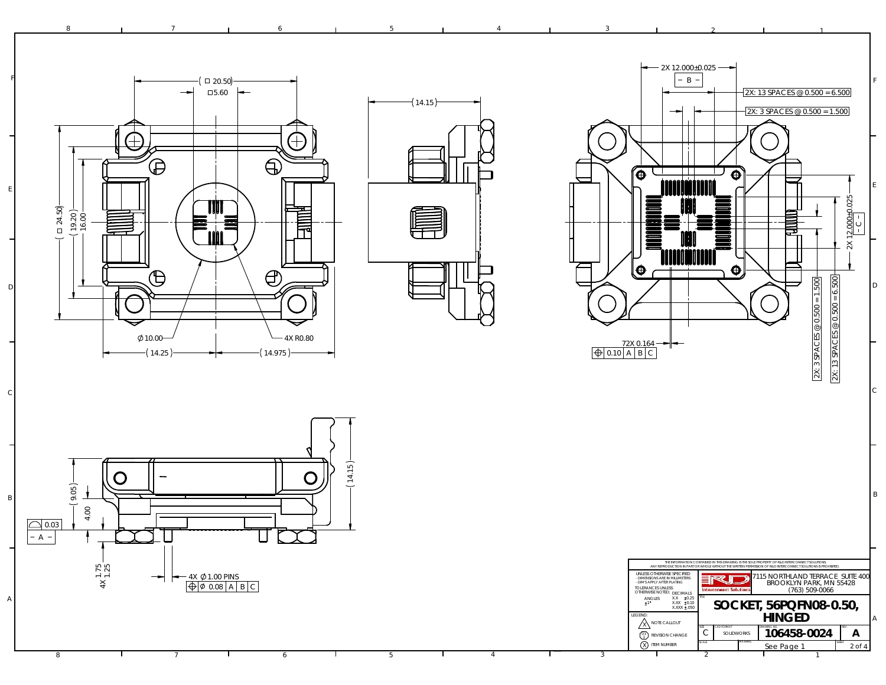( □ 20.50)

□5.60

(14.15)

2X 12.000±0.025

– B –

2X: 13 SPACES @ 0.500 = 6.500

2X: 3 SPACES @ 0.500 = 1.500

( □ 24.50)

(19.20)

16.00

2X 12.000±0.025

– C –

2X: 3 SPACES @ 0.500 = 1.500

2X: 13 SPACES @ 0.500 = 6.500

Ø10.00

4X R0.80

(14.25)

(14.975)

72X 0.164

⊕ 0.10 A B C

(9.05)

4.00

(14.15)

⌓ 0.03

– A –

4X 1.75 1.25

4X Ø1.00 PINS

⊕ Ø 0.08 A B C

THE INFORMATION CONTAINED IN THIS DRAWING IS THE SOLE PROPERTY OF R&D INTERCONNECT SOLUTIONS. ANY REPRODUCTION IN PART OR WHOLE WITHOUT THE WRITTEN PERMISSION OF R&D INTERCONNECT SOLUTIONS IS PROHIBITED.

UNLESS OTHERWISE SPECIFIED
- DIMENSIONS ARE IN MILLIMETERS
- DIM'S APPLY AFTER PLATING

TOLERANCES UNLESS OTHERWISE NOTED:

| ANGLES | DECIMALS | |
|---|---|---|
| ±1° | X.X | ±0.25 |
| | X.XX | ±0.10 |
| | X.XXX | ±.050 |

LEGEND:
- NOTE CALLOUT
- REVISION CHANGE
- ITEM NUMBER

R&D Interconnect Solutions

7115 NORTHLAND TERRACE SUITE 400
BROOKLYN PARK, MN 55428
(763) 509-0066

TITLE: **SOCKET, 56PQFN08-0.50, HINGED**

| SIZE | CAD FORMAT | DRAWING NO. | REV. |
|---|---|---|---|
| C | SOLIDWORKS | 106458-0024 | A |

SCALE: See Page 1

SHEET: 2 of 4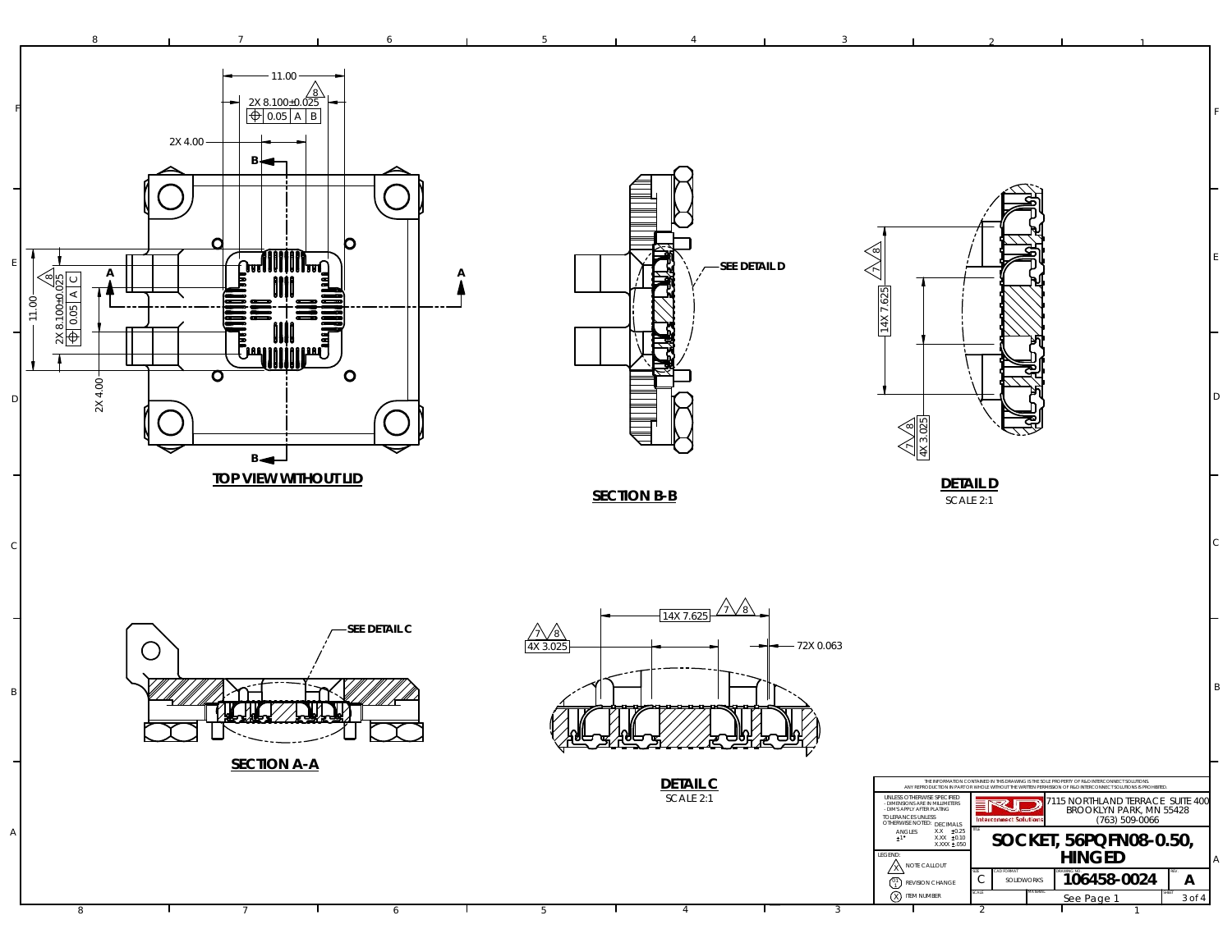## TOP VIEW WITHOUT LID

11.00

2X 8.100±0.025 ⚠8

⌖ 0.05 | A | B

2X 4.00

B — B

A — A

11.00

2X 8.100±0.025 ⚠8

⌖ 0.05 | A | C

2X 4.00

## SECTION B-B

SEE DETAIL D

## DETAIL D

SCALE 2:1

⚠7 ⚠8 14X 7.625

⚠7 ⚠8 4X 3.025

## SECTION A-A

SEE DETAIL C

## DETAIL C

SCALE 2:1

14X 7.625 ⚠7 ⚠8

⚠7 ⚠8 4X 3.025

72X 0.063

---

THE INFORMATION CONTAINED IN THIS DRAWING IS THE SOLE PROPERTY OF R&D INTERCONNECT SOLUTIONS. ANY REPRODUCTION IN PART OR WHOLE WITHOUT THE WRITTEN PERMISSION OF R&D INTERCONNECT SOLUTIONS IS PROHIBITED.

UNLESS OTHERWISE SPECIFIED
- DIMENSIONS ARE IN MILLIMETERS
- DIM'S APPLY AFTER PLATING

TOLERANCES UNLESS OTHERWISE NOTED:

| ANGLES | DECIMALS | |
|---|---|---|
| ±1° | X.X | ±0.25 |
| | X.XX | ±0.10 |
| | X.XXX | ±.050 |

LEGEND:
- ⚠X NOTE CALLOUT
- REVISION CHANGE
- ⓧ ITEM NUMBER

R&D Interconnect Solutions
7115 NORTHLAND TERRACE SUITE 400
BROOKLYN PARK, MN 55428
(763) 509-0066

TITLE: **SOCKET, 56PQFN08-0.50, HINGED**

| SIZE | CAD FORMAT | DRAWING NO. | REV. |
|---|---|---|---|
| C | SOLIDWORKS | 106458-0024 | A |

| SCALE | MATERIAL | SHEET |
|---|---|---|
| | See Page 1 | 3 of 4 |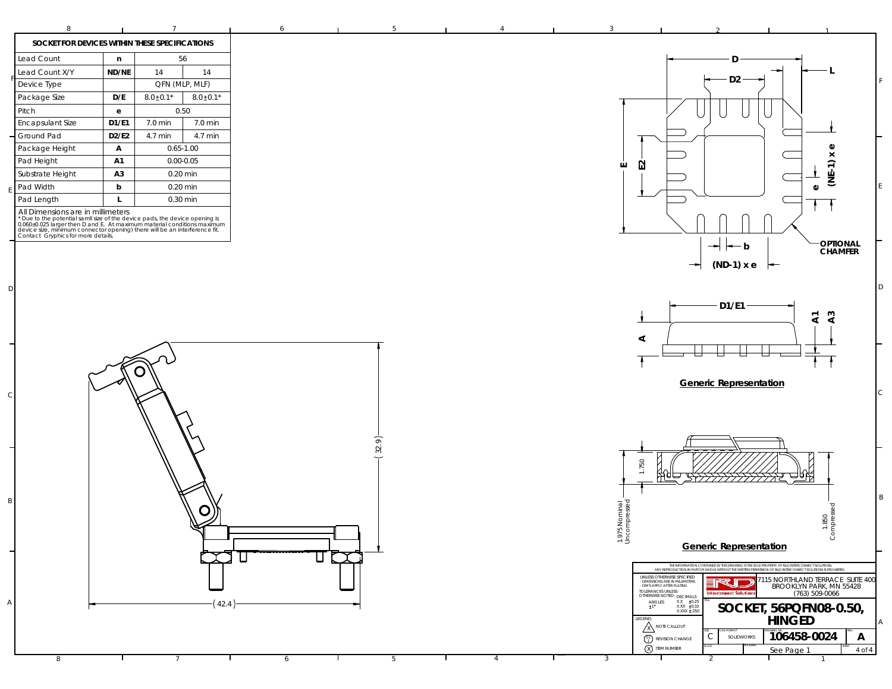| SOCKET FOR DEVICES WITHIN THESE SPECIFICATIONS | | | |
|---|---|---|---|
| Lead Count | n | 56 | |
| Lead Count X/Y | ND/NE | 14 | 14 |
| Device Type | | QFN (MLP, MLF) | |
| Package Size | D/E | 8.0±0.1* | 8.0±0.1* |
| Pitch | e | 0.50 | |
| Encapsulant Size | D1/E1 | 7.0 min | 7.0 min |
| Ground Pad | D2/E2 | 4.7 min | 4.7 min |
| Package Height | A | 0.65-1.00 | |
| Pad Height | A1 | 0.00-0.05 | |
| Substrate Height | A3 | 0.20 min | |
| Pad Width | b | 0.20 min | |
| Pad Length | L | 0.30 min | |

All Dimensions are in millimeters

* Due to the potential samll size of the device pads, the device opening is 0.060±0.025 larger then D and E. At maximum material conditions maximum device size, minimum connector opening) there will be an interference fit. Contact Gryphics for more details.

D
D2
L
E
E2
(NE-1) x e
e
b
(ND-1) x e
OPTIONAL CHAMFER

D1/E1
A
A1
A3

**Generic Representation**

1.750
1.975 Nominal Uncompressed
1.850 Compressed

**Generic Representation**

(32.9)
(42.4)

THE INFORMATION CONTAINED IN THIS DRAWING IS THE SOLE PROPERTY OF R&D INTERCONNECT SOLUTIONS. ANY REPRODUCTION IN PART OR WHOLE WITHOUT THE WRITTEN PERMISSION OF R&D INTERCONNECT SOLUTIONS IS PROHIBITED.

UNLESS OTHERWISE SPECIFIED
- DIMENSIONS ARE IN MILLIMETERS
- DIM'S APPLY AFTER PLATING

TOLERANCES UNLESS OTHERWISE NOTED: DECIMALS
ANGLES ±1° X.X ±0.25 X.XX ±0.10 X.XXX ±.050

LEGEND:
X NOTE CALLOUT
REVISION CHANGE
X ITEM NUMBER

R&D Interconnect Solutions
7115 NORTHLAND TERRACE SUITE 400
BROOKLYN PARK, MN 55428
(763) 509-0066

TITLE: **SOCKET, 56PQFN08-0.50, HINGED**

SIZE: C
CAD FORMAT: SOLIDWORKS
DRAWING NO.: **106458-0024**
REV.: **A**
SCALE: See Page 1